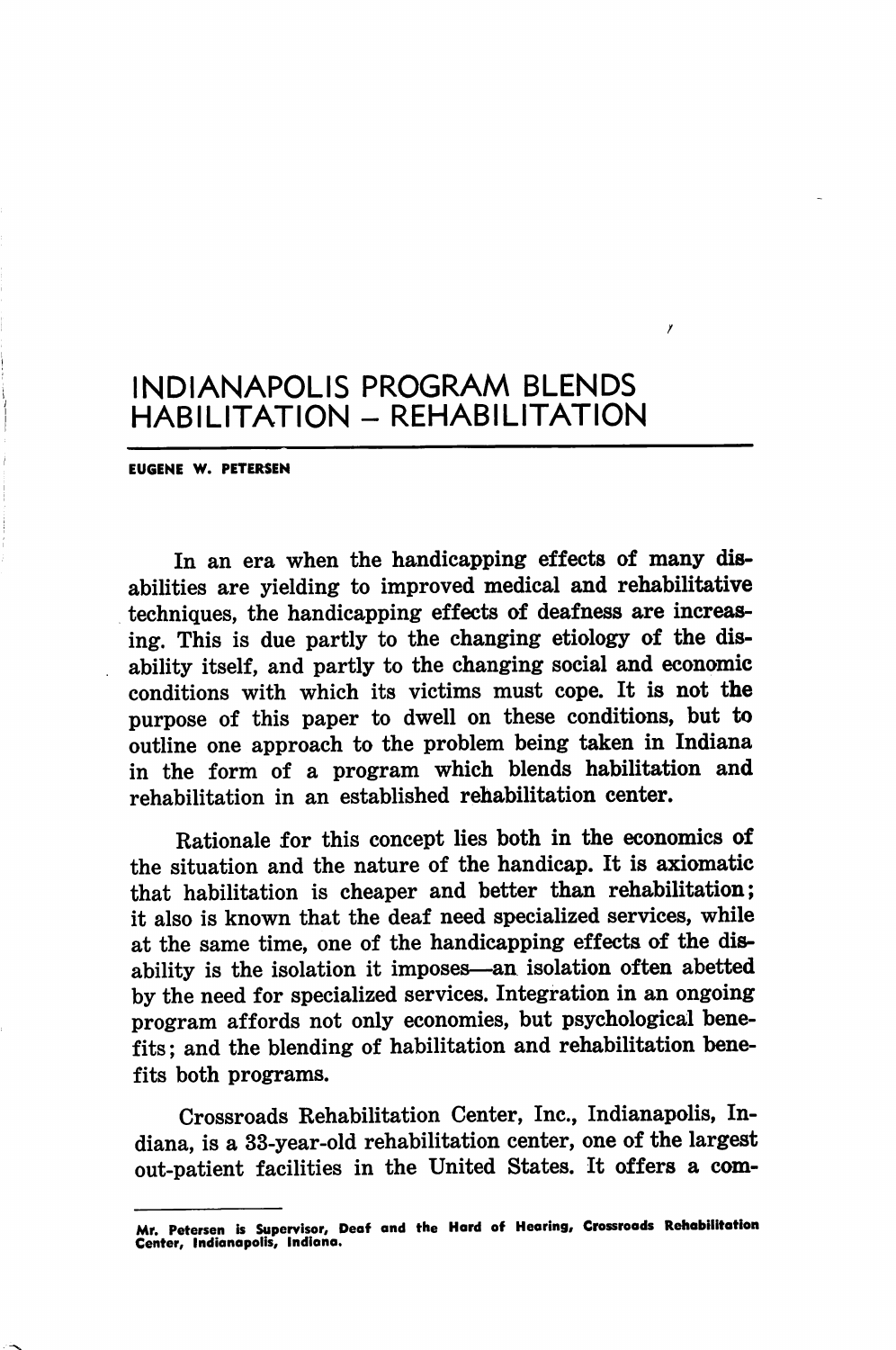# INDIANAPOLIS PROGRAM BLENDS HABILITATION – REHABILITATION

**EUGENE W. PETERSEN**

In an era when the handicapping effects of many disabilities are yielding to improved medical and rehabilitative techniques, the handicapping effects of deafness are increasing. This is due partly to the changing etiology of the disability itself, and partly to the changing social and economic conditions with which its victims must cope. It is not the purpose of this paper to dwell on these conditions, but to outline one approach to the problem being taken in Indiana in the form of a program which blends habilitation and rehabilitation in an established rehabilitation center.

Rationale for this concept lies both in the economics of the situation and the nature of the handicap. It is axiomatic that habilitation is cheaper and better than rehabilitation; it also is known that the deaf need specialized services, while at the same time, one of the handicapping effects of the disability is the isolation it imposes—an isolation often abetted by the need for specialized services. Integration in an ongoing program affords not only economies, but psychological benefits; and the blending of habilitation and rehabilitation benefits both programs.

Crossroads Rehabilitation Center, Inc., Indianapolis, Indiana, is a 33-year-old rehabilitation center, one of the largest out-patient facilities in the United States. It offers a com-

---

Mr. Petersen is Supervisor, Deaf and the Hard of Hearing, Crossroads Rehabilitation Center, Indianapolis, Indiana.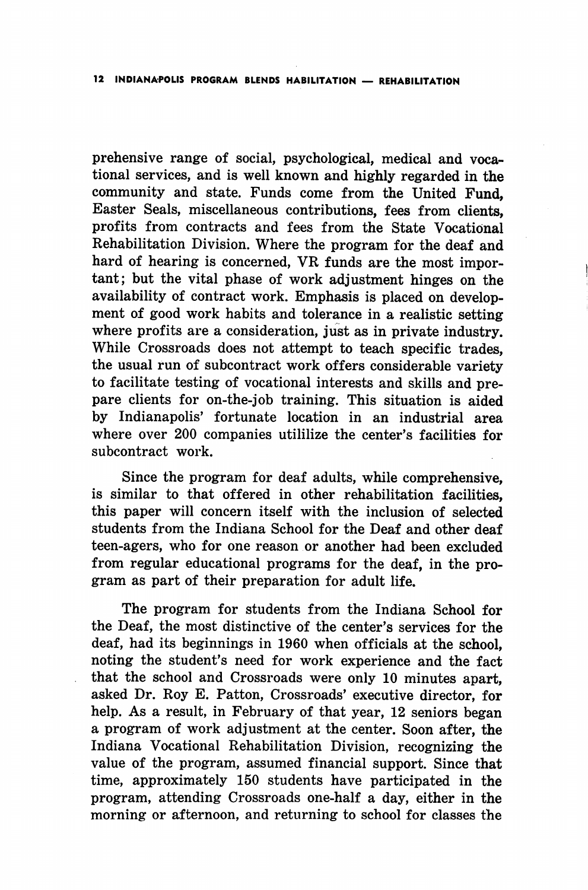prehensive range of social, psychological, medical and vocational services, and is well known and highly regarded in the community and state. Funds come from the United Fund, Easter Seals, miscellaneous contributions, fees from clients, profits from contracts and fees from the State Vocational Rehabilitation Division. Where the program for the deaf and hard of hearing is concerned, VR funds are the most important; but the vital phase of work adjustment hinges on the availability of contract work. Emphasis is placed on development of good work habits and tolerance in a realistic setting where profits are a consideration, just as in private industry. While Crossroads does not attempt to teach specific trades, the usual run of subcontract work offers considerable variety to facilitate testing of vocational interests and skills and prepare clients for on-the-job training. This situation is aided by Indianapolis' fortunate location in an industrial area where over 200 companies utililize the center's facilities for subcontract work.

Since the program for deaf adults, while comprehensive, is similar to that offered in other rehabilitation facilities, this paper will concern itself with the inclusion of selected students from the Indiana School for the Deaf and other deaf teen-agers, who for one reason or another had been excluded from regular educational programs for the deaf, in the program as part of their preparation for adult life.

The program for students from the Indiana School for the Deaf, the most distinctive of the center's services for the deaf, had its beginnings in 1960 when officials at the school, noting the student's need for work experience and the fact that the school and Crossroads were only 10 minutes apart, asked Dr. Roy E. Patton, Crossroads' executive director, for help. As a result, in February of that year, 12 seniors began a program of work adjustment at the center. Soon after, the Indiana Vocational Rehabilitation Division, recognizing the value of the program, assumed financial support. Since that time, approximately 150 students have participated in the program, attending Crossroads one-half a day, either in the morning or afternoon, and returning to school for classes the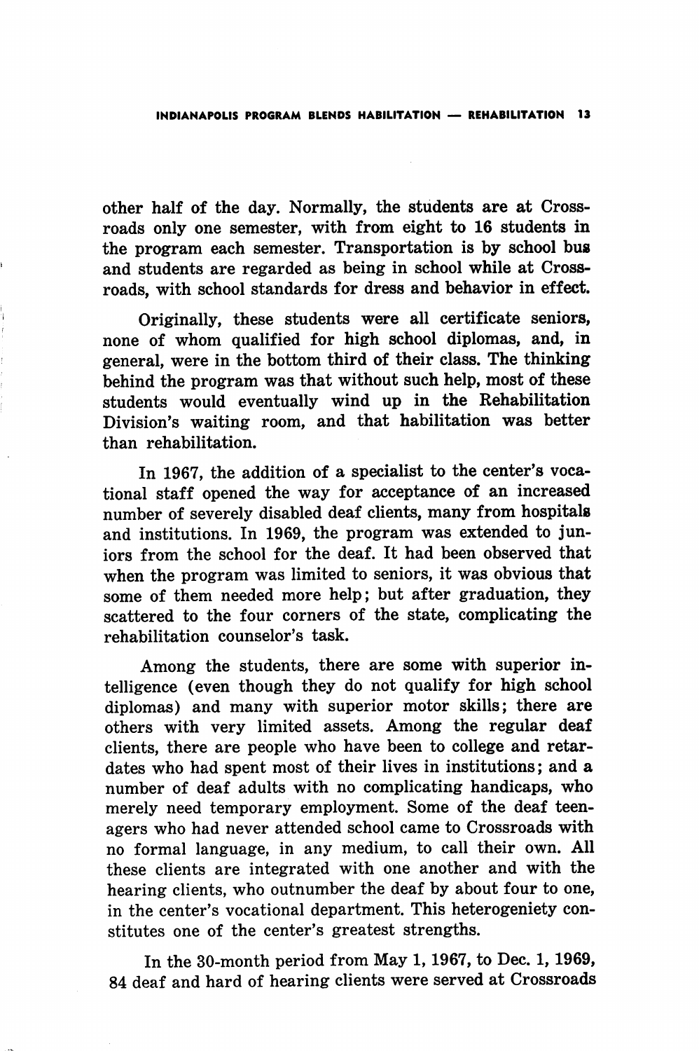other half of the day. Normally, the students are at Crossroads only one semester, with from eight to 16 students in the program each semester. Transportation is by school bus and students are regarded as being in school while at Crossroads, with school standards for dress and behavior in effect.

Originally, these students were all certificate seniors, none of whom qualified for high school diplomas, and, in general, were in the bottom third of their class. The thinking behind the program was that without such help, most of these students would eventually wind up in the Rehabilitation Division's waiting room, and that habilitation was better than rehabilitation.

In 1967, the addition of a specialist to the center's vocational staff opened the way for acceptance of an increased number of severely disabled deaf clients, many from hospitals and institutions. In 1969, the program was extended to juniors from the school for the deaf. It had been observed that when the program was limited to seniors, it was obvious that some of them needed more help; but after graduation, they scattered to the four corners of the state, complicating the rehabilitation counselor's task.

Among the students, there are some with superior intelligence (even though they do not qualify for high school diplomas) and many with superior motor skills; there are others with very limited assets. Among the regular deaf clients, there are people who have been to college and retardates who had spent most of their lives in institutions; and a number of deaf adults with no complicating handicaps, who merely need temporary employment. Some of the deaf teenagers who had never attended school came to Crossroads with no formal language, in any medium, to call their own. All these clients are integrated with one another and with the hearing clients, who outnumber the deaf by about four to one, in the center's vocational department. This heterogeniety constitutes one of the center's greatest strengths.

In the 30-month period from May 1, 1967, to Dec. 1, 1969, 84 deaf and hard of hearing clients were served at Crossroads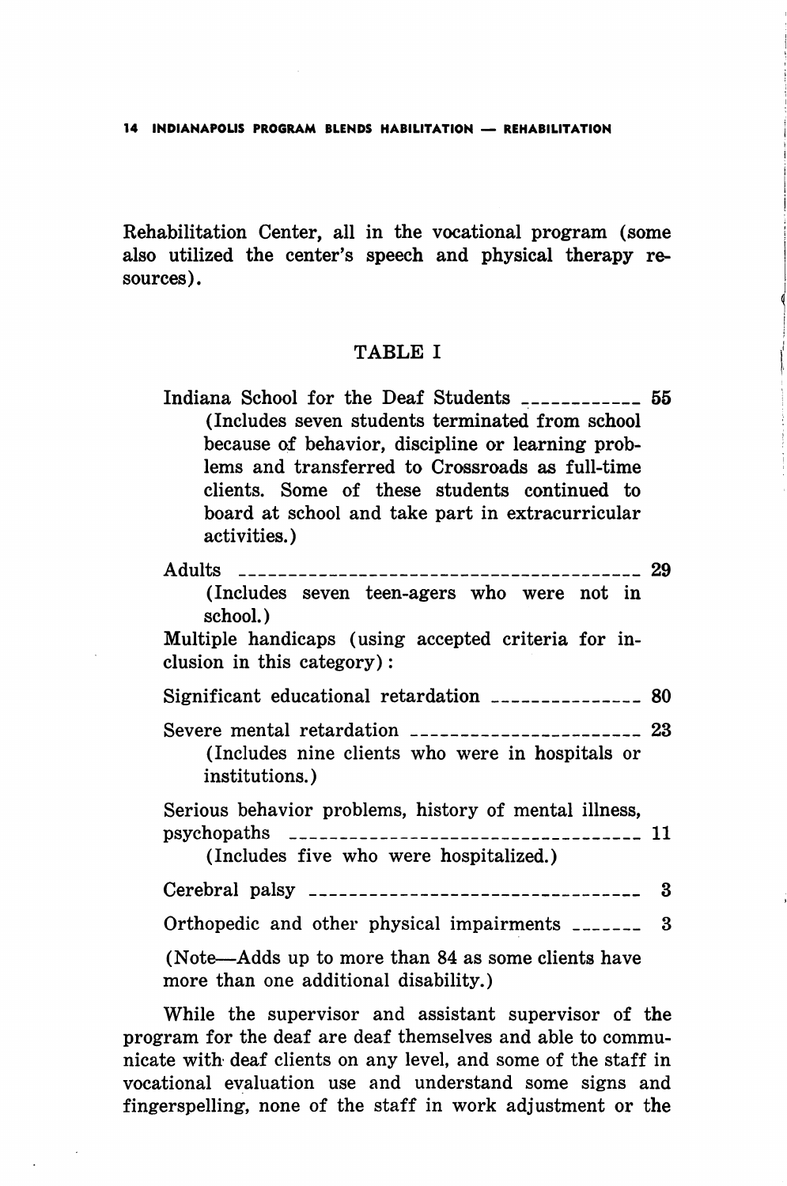Rehabilitation Center, all in the vocational program (some also utilized the center's speech and physical therapy resources).

## TABLE I

| | |
|---|---|
| Indiana School for the Deaf Students (Includes seven students terminated from school because of behavior, discipline or learning problems and transferred to Crossroads as full-time clients. Some of these students continued to board at school and take part in extracurricular activities.) | 55 |
| Adults (Includes seven teen-agers who were not in school.) | 29 |
| Multiple handicaps (using accepted criteria for inclusion in this category): | |
| Significant educational retardation | 80 |
| Severe mental retardation (Includes nine clients who were in hospitals or institutions.) | 23 |
| Serious behavior problems, history of mental illness, psychopaths (Includes five who were hospitalized.) | 11 |
| Cerebral palsy | 3 |
| Orthopedic and other physical impairments | 3 |

(Note—Adds up to more than 84 as some clients have more than one additional disability.)

While the supervisor and assistant supervisor of the program for the deaf are deaf themselves and able to communicate with deaf clients on any level, and some of the staff in vocational evaluation use and understand some signs and fingerspelling, none of the staff in work adjustment or the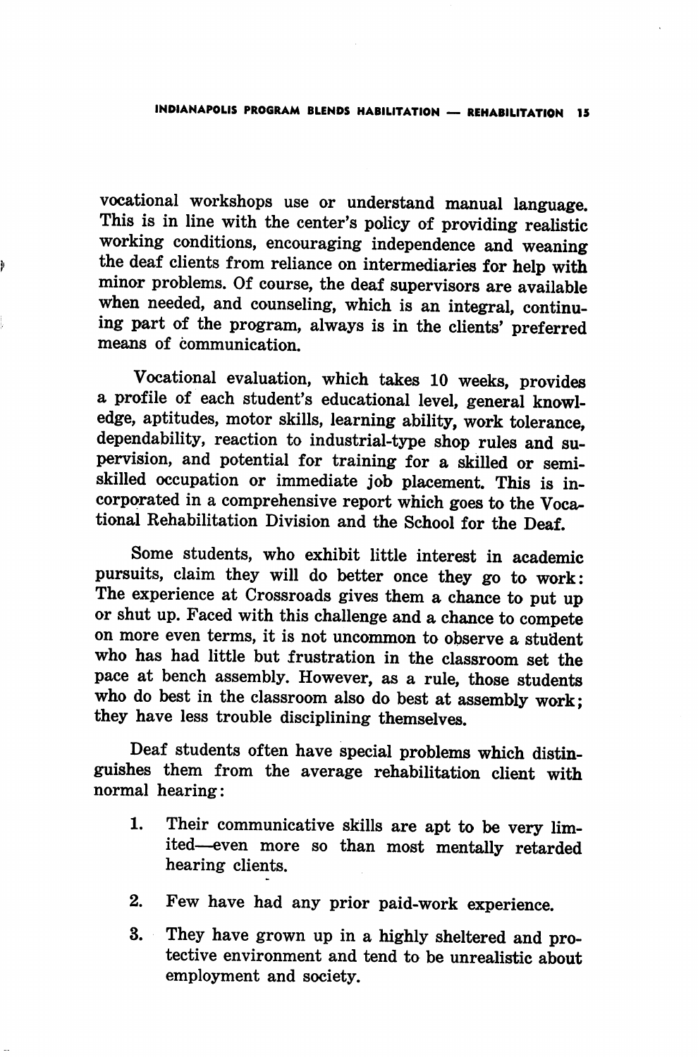vocational workshops use or understand manual language. This is in line with the center's policy of providing realistic working conditions, encouraging independence and weaning the deaf clients from reliance on intermediaries for help with minor problems. Of course, the deaf supervisors are available when needed, and counseling, which is an integral, continuing part of the program, always is in the clients' preferred means of communication.

Vocational evaluation, which takes 10 weeks, provides a profile of each student's educational level, general knowledge, aptitudes, motor skills, learning ability, work tolerance, dependability, reaction to industrial-type shop rules and supervision, and potential for training for a skilled or semi-skilled occupation or immediate job placement. This is incorporated in a comprehensive report which goes to the Vocational Rehabilitation Division and the School for the Deaf.

Some students, who exhibit little interest in academic pursuits, claim they will do better once they go to work: The experience at Crossroads gives them a chance to put up or shut up. Faced with this challenge and a chance to compete on more even terms, it is not uncommon to observe a student who has had little but frustration in the classroom set the pace at bench assembly. However, as a rule, those students who do best in the classroom also do best at assembly work; they have less trouble disciplining themselves.

Deaf students often have special problems which distinguishes them from the average rehabilitation client with normal hearing:

1. Their communicative skills are apt to be very limited—even more so than most mentally retarded hearing clients.

2. Few have had any prior paid-work experience.

3. They have grown up in a highly sheltered and protective environment and tend to be unrealistic about employment and society.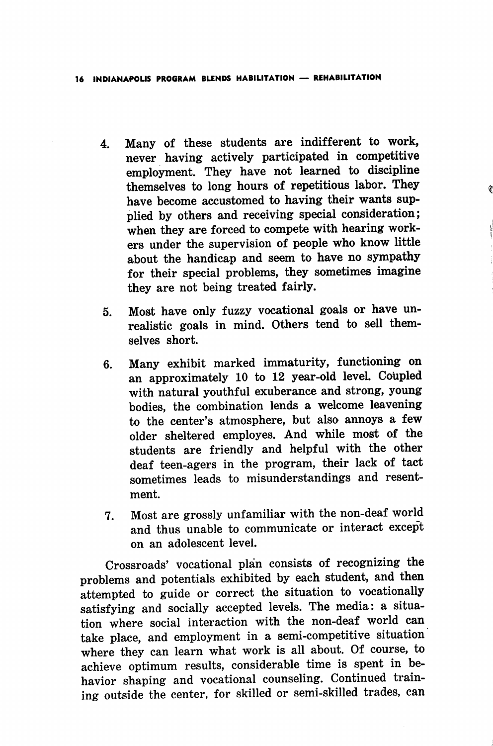4. Many of these students are indifferent to work, never having actively participated in competitive employment. They have not learned to discipline themselves to long hours of repetitious labor. They have become accustomed to having their wants supplied by others and receiving special consideration; when they are forced to compete with hearing workers under the supervision of people who know little about the handicap and seem to have no sympathy for their special problems, they sometimes imagine they are not being treated fairly.

5. Most have only fuzzy vocational goals or have unrealistic goals in mind. Others tend to sell themselves short.

6. Many exhibit marked immaturity, functioning on an approximately 10 to 12 year-old level. Coupled with natural youthful exuberance and strong, young bodies, the combination lends a welcome leavening to the center's atmosphere, but also annoys a few older sheltered employes. And while most of the students are friendly and helpful with the other deaf teen-agers in the program, their lack of tact sometimes leads to misunderstandings and resentment.

7. Most are grossly unfamiliar with the non-deaf world and thus unable to communicate or interact except on an adolescent level.

Crossroads' vocational plan consists of recognizing the problems and potentials exhibited by each student, and then attempted to guide or correct the situation to vocationally satisfying and socially accepted levels. The media: a situation where social interaction with the non-deaf world can take place, and employment in a semi-competitive situation where they can learn what work is all about. Of course, to achieve optimum results, considerable time is spent in behavior shaping and vocational counseling. Continued training outside the center, for skilled or semi-skilled trades, can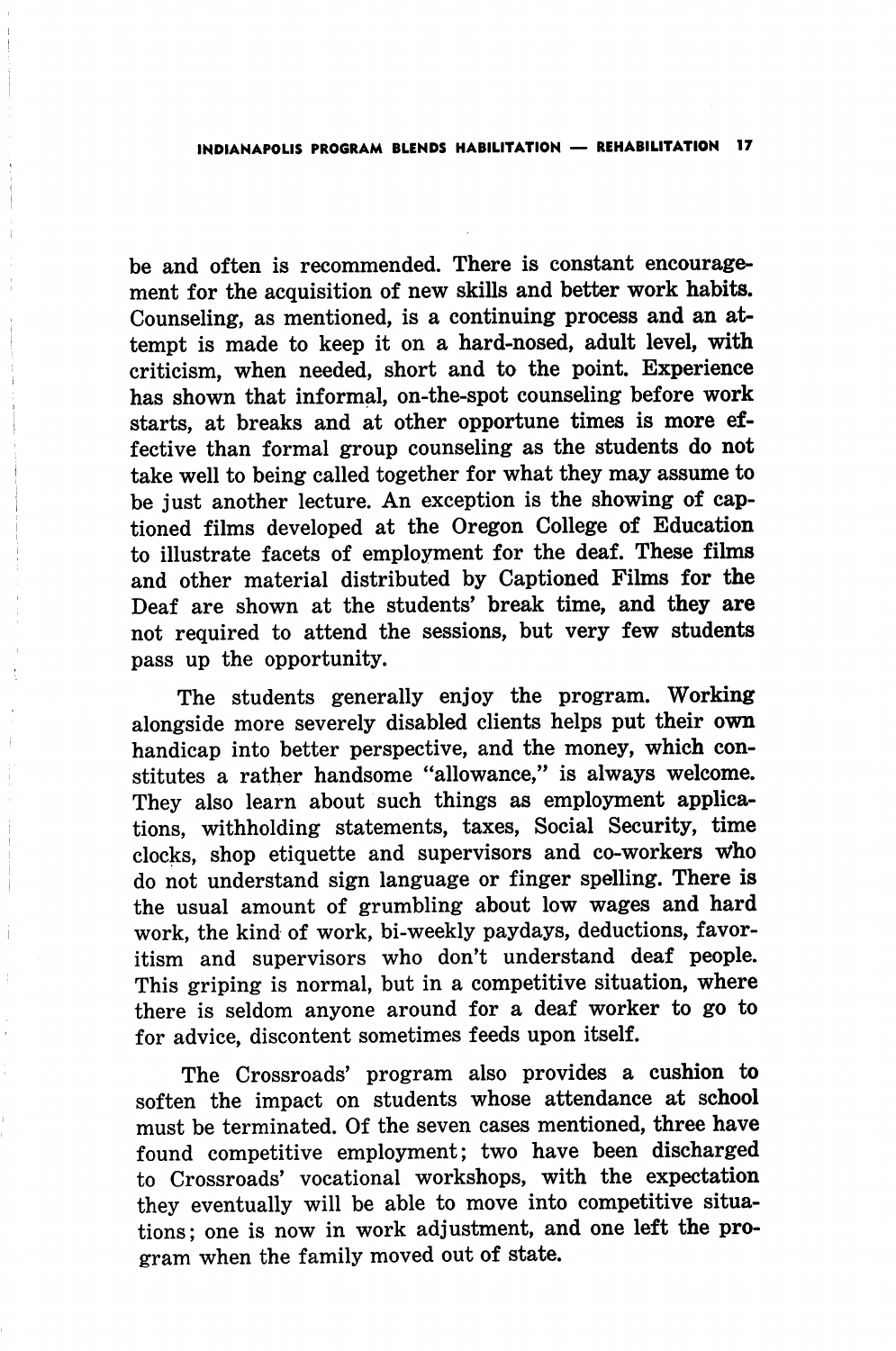be and often is recommended. There is constant encouragement for the acquisition of new skills and better work habits. Counseling, as mentioned, is a continuing process and an attempt is made to keep it on a hard-nosed, adult level, with criticism, when needed, short and to the point. Experience has shown that informal, on-the-spot counseling before work starts, at breaks and at other opportune times is more effective than formal group counseling as the students do not take well to being called together for what they may assume to be just another lecture. An exception is the showing of captioned films developed at the Oregon College of Education to illustrate facets of employment for the deaf. These films and other material distributed by Captioned Films for the Deaf are shown at the students' break time, and they are not required to attend the sessions, but very few students pass up the opportunity.

The students generally enjoy the program. Working alongside more severely disabled clients helps put their own handicap into better perspective, and the money, which constitutes a rather handsome "allowance," is always welcome. They also learn about such things as employment applications, withholding statements, taxes, Social Security, time clocks, shop etiquette and supervisors and co-workers who do not understand sign language or finger spelling. There is the usual amount of grumbling about low wages and hard work, the kind of work, bi-weekly paydays, deductions, favoritism and supervisors who don't understand deaf people. This griping is normal, but in a competitive situation, where there is seldom anyone around for a deaf worker to go to for advice, discontent sometimes feeds upon itself.

The Crossroads' program also provides a cushion to soften the impact on students whose attendance at school must be terminated. Of the seven cases mentioned, three have found competitive employment; two have been discharged to Crossroads' vocational workshops, with the expectation they eventually will be able to move into competitive situations; one is now in work adjustment, and one left the program when the family moved out of state.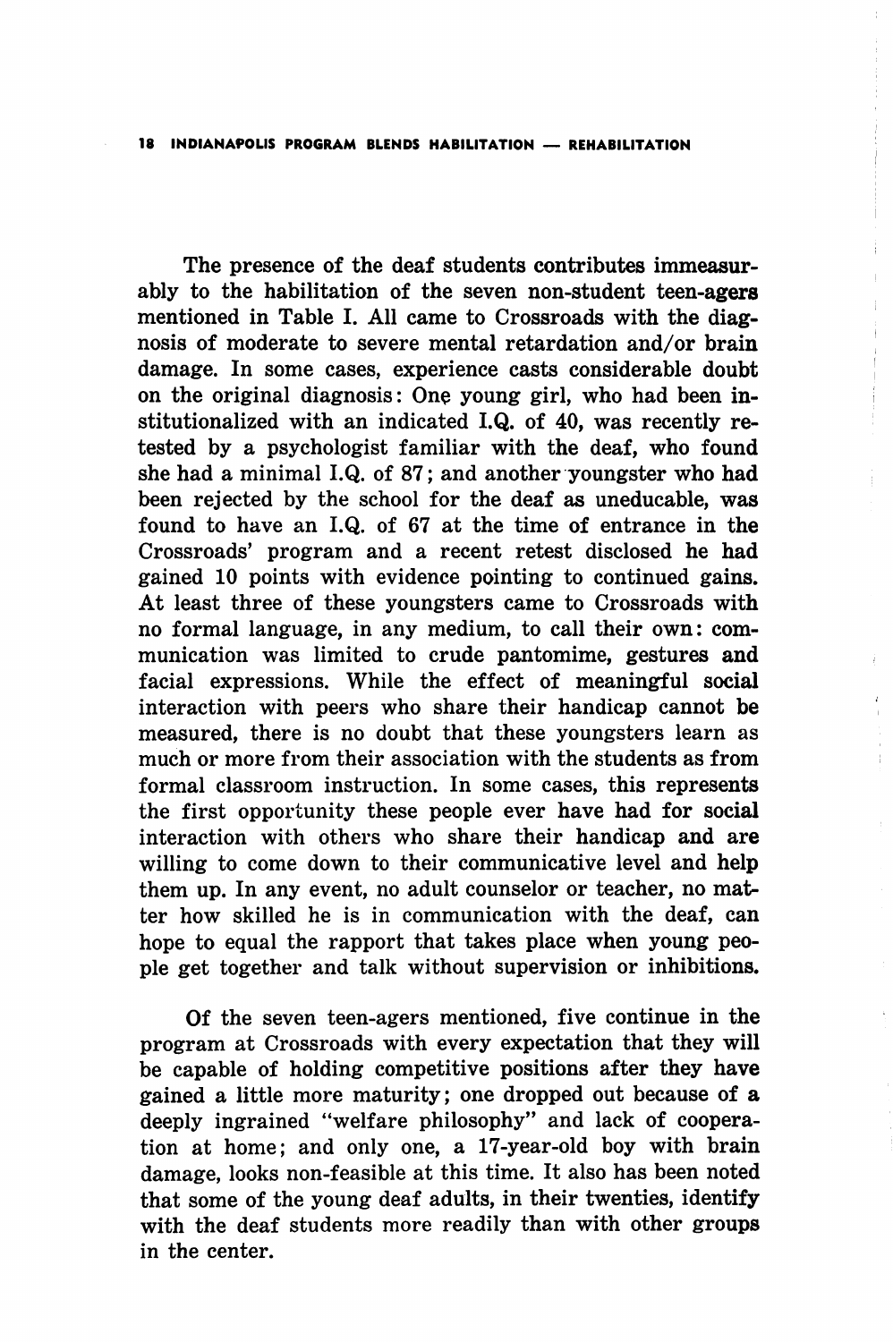The presence of the deaf students contributes immeasurably to the habilitation of the seven non-student teen-agers mentioned in Table I. All came to Crossroads with the diagnosis of moderate to severe mental retardation and/or brain damage. In some cases, experience casts considerable doubt on the original diagnosis: One young girl, who had been institutionalized with an indicated I.Q. of 40, was recently retested by a psychologist familiar with the deaf, who found she had a minimal I.Q. of 87; and another youngster who had been rejected by the school for the deaf as uneducable, was found to have an I.Q. of 67 at the time of entrance in the Crossroads' program and a recent retest disclosed he had gained 10 points with evidence pointing to continued gains. At least three of these youngsters came to Crossroads with no formal language, in any medium, to call their own: communication was limited to crude pantomime, gestures and facial expressions. While the effect of meaningful social interaction with peers who share their handicap cannot be measured, there is no doubt that these youngsters learn as much or more from their association with the students as from formal classroom instruction. In some cases, this represents the first opportunity these people ever have had for social interaction with others who share their handicap and are willing to come down to their communicative level and help them up. In any event, no adult counselor or teacher, no matter how skilled he is in communication with the deaf, can hope to equal the rapport that takes place when young people get together and talk without supervision or inhibitions.

Of the seven teen-agers mentioned, five continue in the program at Crossroads with every expectation that they will be capable of holding competitive positions after they have gained a little more maturity; one dropped out because of a deeply ingrained "welfare philosophy" and lack of cooperation at home; and only one, a 17-year-old boy with brain damage, looks non-feasible at this time. It also has been noted that some of the young deaf adults, in their twenties, identify with the deaf students more readily than with other groups in the center.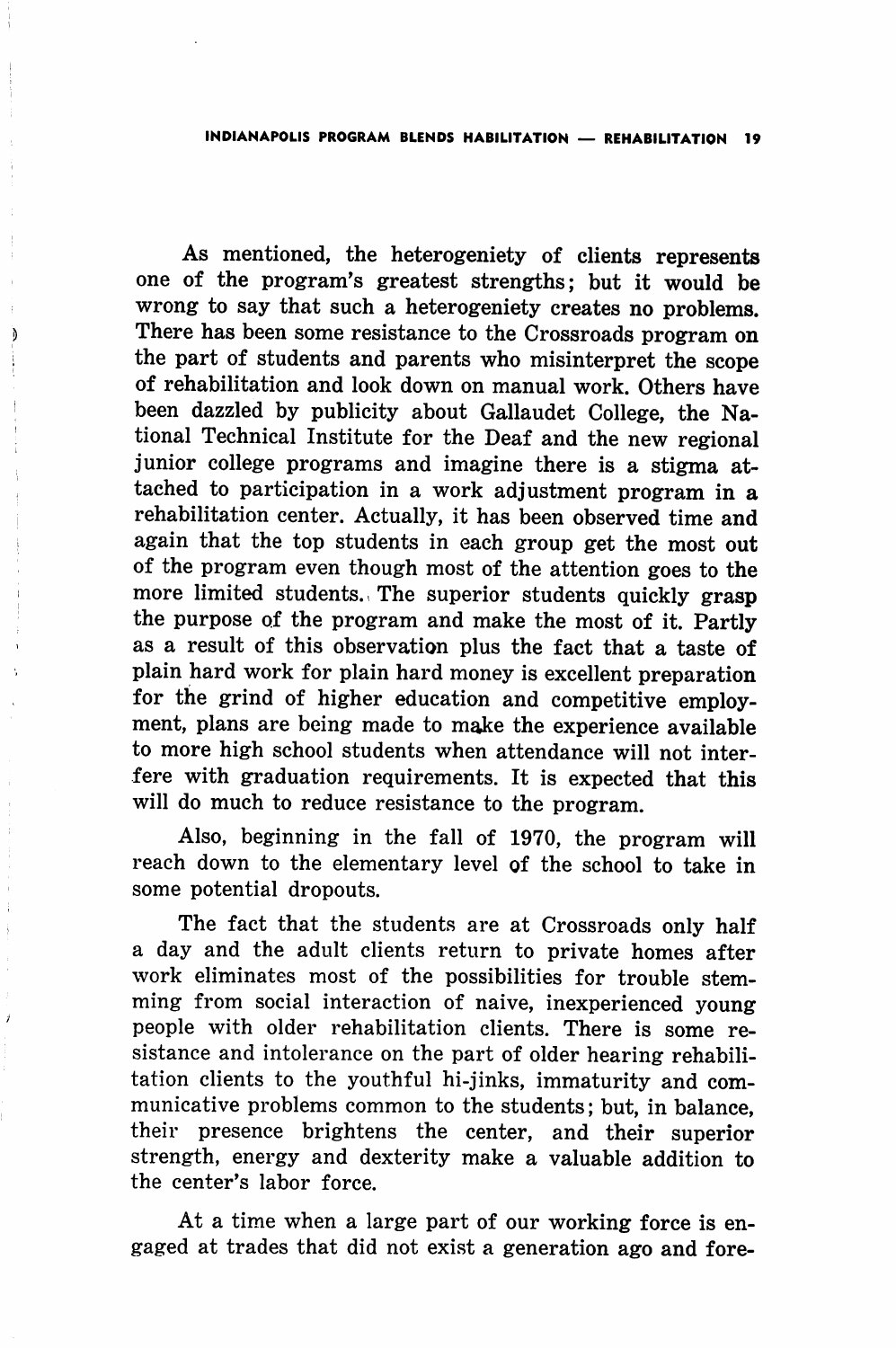As mentioned, the heterogeniety of clients represents one of the program's greatest strengths; but it would be wrong to say that such a heterogeniety creates no problems. There has been some resistance to the Crossroads program on the part of students and parents who misinterpret the scope of rehabilitation and look down on manual work. Others have been dazzled by publicity about Gallaudet College, the National Technical Institute for the Deaf and the new regional junior college programs and imagine there is a stigma attached to participation in a work adjustment program in a rehabilitation center. Actually, it has been observed time and again that the top students in each group get the most out of the program even though most of the attention goes to the more limited students. The superior students quickly grasp the purpose of the program and make the most of it. Partly as a result of this observation plus the fact that a taste of plain hard work for plain hard money is excellent preparation for the grind of higher education and competitive employment, plans are being made to make the experience available to more high school students when attendance will not interfere with graduation requirements. It is expected that this will do much to reduce resistance to the program.

Also, beginning in the fall of 1970, the program will reach down to the elementary level of the school to take in some potential dropouts.

The fact that the students are at Crossroads only half a day and the adult clients return to private homes after work eliminates most of the possibilities for trouble stemming from social interaction of naive, inexperienced young people with older rehabilitation clients. There is some resistance and intolerance on the part of older hearing rehabilitation clients to the youthful hi-jinks, immaturity and communicative problems common to the students; but, in balance, their presence brightens the center, and their superior strength, energy and dexterity make a valuable addition to the center's labor force.

At a time when a large part of our working force is engaged at trades that did not exist a generation ago and fore-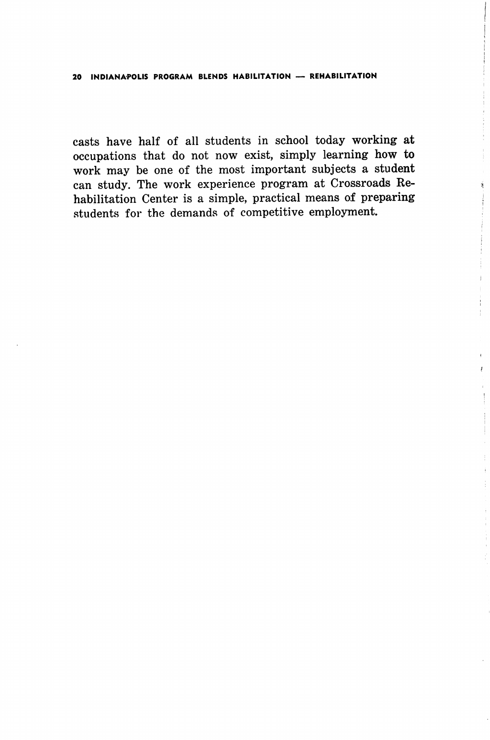casts have half of all students in school today working at occupations that do not now exist, simply learning how to work may be one of the most important subjects a student can study. The work experience program at Crossroads Rehabilitation Center is a simple, practical means of preparing students for the demands of competitive employment.